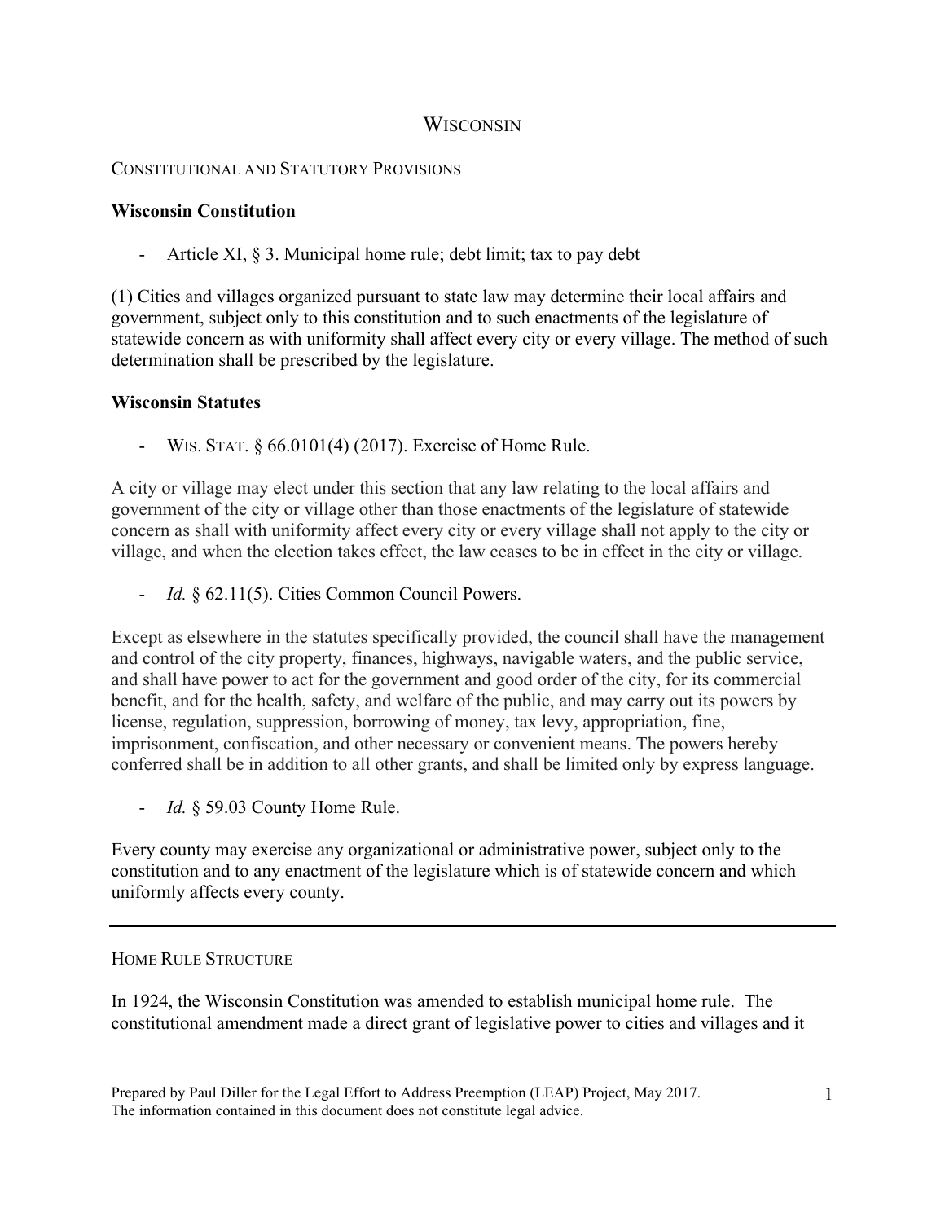# WISCONSIN

## CONSTITUTIONAL AND STATUTORY PROVISIONS

### Wisconsin Constitution

- Article XI, § 3. Municipal home rule; debt limit; tax to pay debt

(1) Cities and villages organized pursuant to state law may determine their local affairs and government, subject only to this constitution and to such enactments of the legislature of statewide concern as with uniformity shall affect every city or every village. The method of such determination shall be prescribed by the legislature.

### Wisconsin Statutes

- WIS. STAT. § 66.0101(4) (2017). Exercise of Home Rule.

A city or village may elect under this section that any law relating to the local affairs and government of the city or village other than those enactments of the legislature of statewide concern as shall with uniformity affect every city or every village shall not apply to the city or village, and when the election takes effect, the law ceases to be in effect in the city or village.

- *Id.* § 62.11(5). Cities Common Council Powers.

Except as elsewhere in the statutes specifically provided, the council shall have the management and control of the city property, finances, highways, navigable waters, and the public service, and shall have power to act for the government and good order of the city, for its commercial benefit, and for the health, safety, and welfare of the public, and may carry out its powers by license, regulation, suppression, borrowing of money, tax levy, appropriation, fine, imprisonment, confiscation, and other necessary or convenient means. The powers hereby conferred shall be in addition to all other grants, and shall be limited only by express language.

- *Id.* § 59.03 County Home Rule.

Every county may exercise any organizational or administrative power, subject only to the constitution and to any enactment of the legislature which is of statewide concern and which uniformly affects every county.

---

## HOME RULE STRUCTURE

In 1924, the Wisconsin Constitution was amended to establish municipal home rule. The constitutional amendment made a direct grant of legislative power to cities and villages and it

Prepared by Paul Diller for the Legal Effort to Address Preemption (LEAP) Project, May 2017.
The information contained in this document does not constitute legal advice.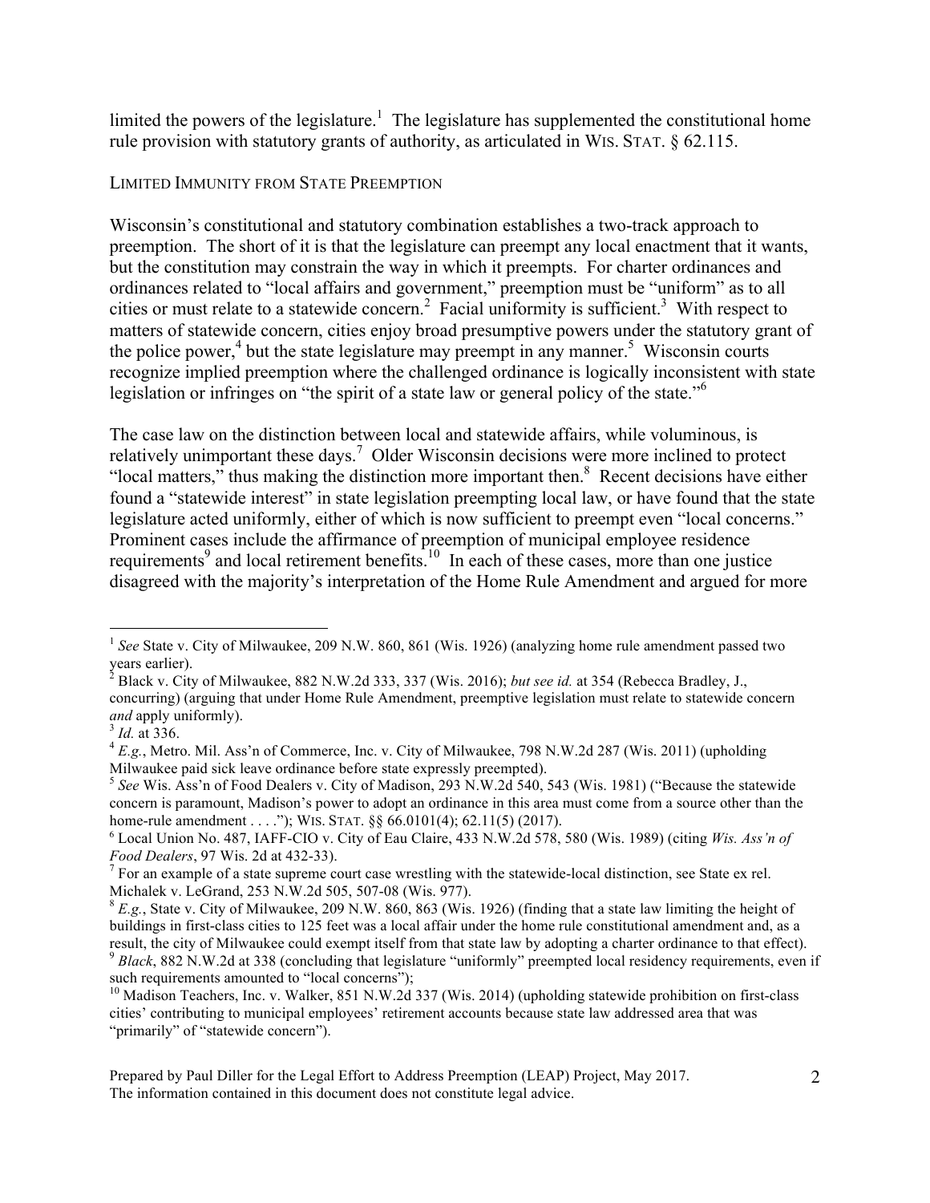limited the powers of the legislature.[1] The legislature has supplemented the constitutional home rule provision with statutory grants of authority, as articulated in WIS. STAT. § 62.115.

LIMITED IMMUNITY FROM STATE PREEMPTION

Wisconsin's constitutional and statutory combination establishes a two-track approach to preemption. The short of it is that the legislature can preempt any local enactment that it wants, but the constitution may constrain the way in which it preempts. For charter ordinances and ordinances related to "local affairs and government," preemption must be "uniform" as to all cities or must relate to a statewide concern.[2] Facial uniformity is sufficient.[3] With respect to matters of statewide concern, cities enjoy broad presumptive powers under the statutory grant of the police power,[4] but the state legislature may preempt in any manner.[5] Wisconsin courts recognize implied preemption where the challenged ordinance is logically inconsistent with state legislation or infringes on "the spirit of a state law or general policy of the state."[6]

The case law on the distinction between local and statewide affairs, while voluminous, is relatively unimportant these days.[7] Older Wisconsin decisions were more inclined to protect "local matters," thus making the distinction more important then.[8] Recent decisions have either found a "statewide interest" in state legislation preempting local law, or have found that the state legislature acted uniformly, either of which is now sufficient to preempt even "local concerns." Prominent cases include the affirmance of preemption of municipal employee residence requirements[9] and local retirement benefits.[10] In each of these cases, more than one justice disagreed with the majority's interpretation of the Home Rule Amendment and argued for more

---

[1] *See* State v. City of Milwaukee, 209 N.W. 860, 861 (Wis. 1926) (analyzing home rule amendment passed two years earlier).

[2] Black v. City of Milwaukee, 882 N.W.2d 333, 337 (Wis. 2016); *but see id.* at 354 (Rebecca Bradley, J., concurring) (arguing that under Home Rule Amendment, preemptive legislation must relate to statewide concern *and* apply uniformly).

[3] *Id.* at 336.

[4] *E.g.*, Metro. Mil. Ass'n of Commerce, Inc. v. City of Milwaukee, 798 N.W.2d 287 (Wis. 2011) (upholding Milwaukee paid sick leave ordinance before state expressly preempted).

[5] *See* Wis. Ass'n of Food Dealers v. City of Madison, 293 N.W.2d 540, 543 (Wis. 1981) ("Because the statewide concern is paramount, Madison's power to adopt an ordinance in this area must come from a source other than the home-rule amendment . . . ."); WIS. STAT. §§ 66.0101(4); 62.11(5) (2017).

[6] Local Union No. 487, IAFF-CIO v. City of Eau Claire, 433 N.W.2d 578, 580 (Wis. 1989) (citing *Wis. Ass'n of Food Dealers*, 97 Wis. 2d at 432-33).

[7] For an example of a state supreme court case wrestling with the statewide-local distinction, see State ex rel. Michalek v. LeGrand, 253 N.W.2d 505, 507-08 (Wis. 977).

[8] *E.g.*, State v. City of Milwaukee, 209 N.W. 860, 863 (Wis. 1926) (finding that a state law limiting the height of buildings in first-class cities to 125 feet was a local affair under the home rule constitutional amendment and, as a result, the city of Milwaukee could exempt itself from that state law by adopting a charter ordinance to that effect).

[9] *Black*, 882 N.W.2d at 338 (concluding that legislature "uniformly" preempted local residency requirements, even if such requirements amounted to "local concerns");

[10] Madison Teachers, Inc. v. Walker, 851 N.W.2d 337 (Wis. 2014) (upholding statewide prohibition on first-class cities' contributing to municipal employees' retirement accounts because state law addressed area that was "primarily" of "statewide concern").

Prepared by Paul Diller for the Legal Effort to Address Preemption (LEAP) Project, May 2017.
The information contained in this document does not constitute legal advice.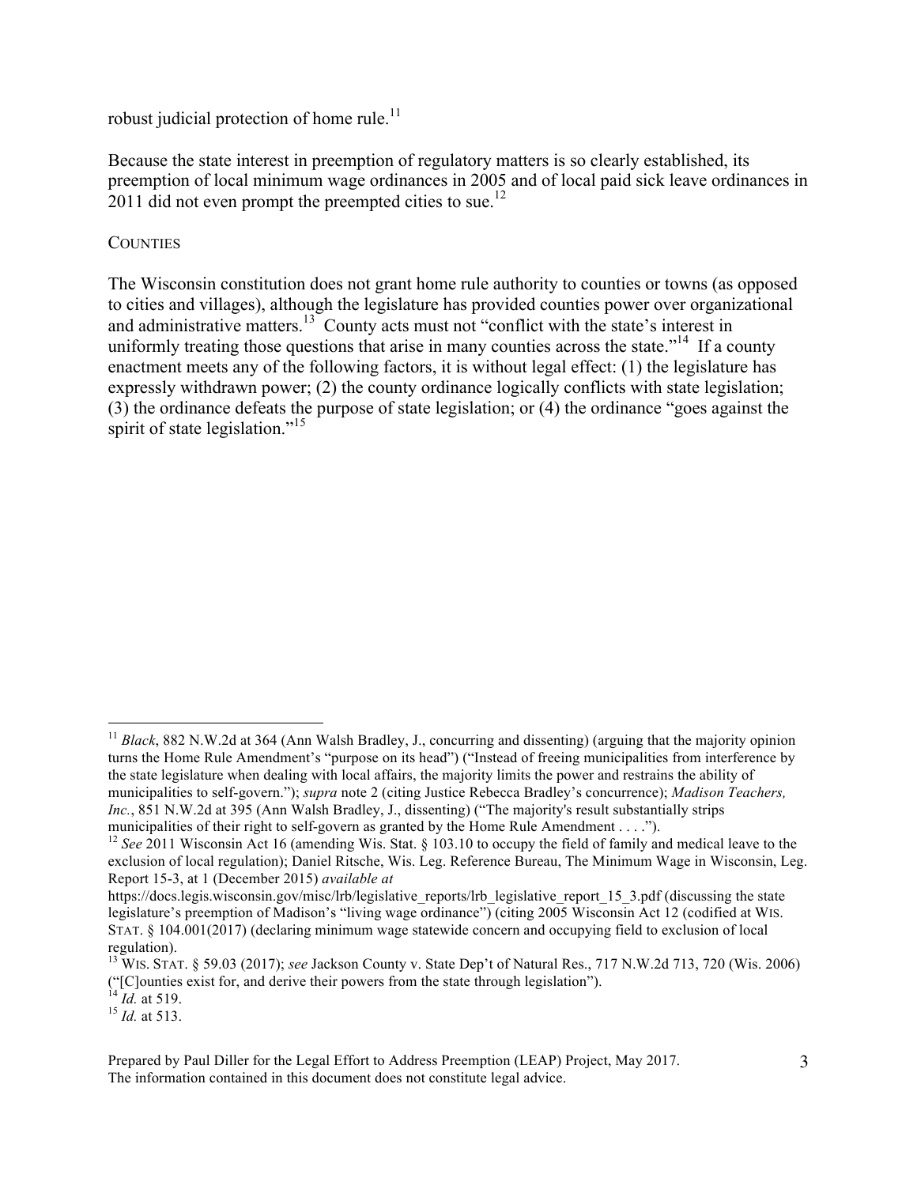robust judicial protection of home rule.[11]

Because the state interest in preemption of regulatory matters is so clearly established, its preemption of local minimum wage ordinances in 2005 and of local paid sick leave ordinances in 2011 did not even prompt the preempted cities to sue.[12]

COUNTIES

The Wisconsin constitution does not grant home rule authority to counties or towns (as opposed to cities and villages), although the legislature has provided counties power over organizational and administrative matters.[13] County acts must not "conflict with the state's interest in uniformly treating those questions that arise in many counties across the state."[14] If a county enactment meets any of the following factors, it is without legal effect: (1) the legislature has expressly withdrawn power; (2) the county ordinance logically conflicts with state legislation; (3) the ordinance defeats the purpose of state legislation; or (4) the ordinance "goes against the spirit of state legislation."[15]

---

[11] *Black*, 882 N.W.2d at 364 (Ann Walsh Bradley, J., concurring and dissenting) (arguing that the majority opinion turns the Home Rule Amendment's "purpose on its head") ("Instead of freeing municipalities from interference by the state legislature when dealing with local affairs, the majority limits the power and restrains the ability of municipalities to self-govern."); *supra* note 2 (citing Justice Rebecca Bradley's concurrence); *Madison Teachers, Inc.*, 851 N.W.2d at 395 (Ann Walsh Bradley, J., dissenting) ("The majority's result substantially strips municipalities of their right to self-govern as granted by the Home Rule Amendment . . . .").

[12] *See* 2011 Wisconsin Act 16 (amending Wis. Stat. § 103.10 to occupy the field of family and medical leave to the exclusion of local regulation); Daniel Ritsche, Wis. Leg. Reference Bureau, The Minimum Wage in Wisconsin, Leg. Report 15-3, at 1 (December 2015) *available at* https://docs.legis.wisconsin.gov/misc/lrb/legislative_reports/lrb_legislative_report_15_3.pdf (discussing the state legislature's preemption of Madison's "living wage ordinance") (citing 2005 Wisconsin Act 12 (codified at WIS. STAT. § 104.001(2017) (declaring minimum wage statewide concern and occupying field to exclusion of local regulation).

[13] WIS. STAT. § 59.03 (2017); *see* Jackson County v. State Dep't of Natural Res., 717 N.W.2d 713, 720 (Wis. 2006) ("[C]ounties exist for, and derive their powers from the state through legislation").

[14] *Id.* at 519.

[15] *Id.* at 513.

Prepared by Paul Diller for the Legal Effort to Address Preemption (LEAP) Project, May 2017.
The information contained in this document does not constitute legal advice.